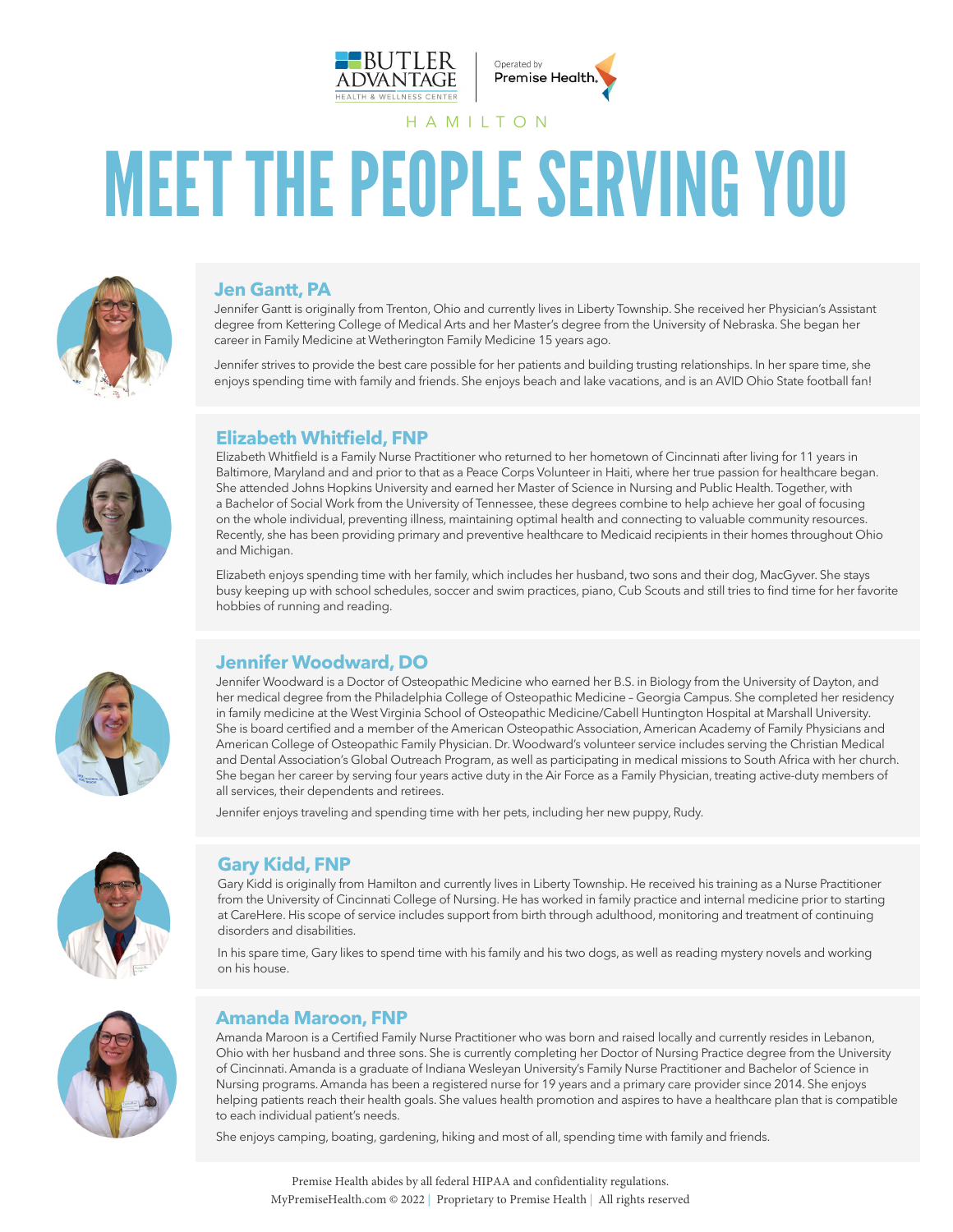BUTLER ADVANTAGE HEALTH & WELLNESS CENTER | Operated by Premise Health.

HAMILTON

# MEET THE PEOPLE SERVING YOU

## Jen Gantt, PA

Jennifer Gantt is originally from Trenton, Ohio and currently lives in Liberty Township. She received her Physician's Assistant degree from Kettering College of Medical Arts and her Master's degree from the University of Nebraska. She began her career in Family Medicine at Wetherington Family Medicine 15 years ago.

Jennifer strives to provide the best care possible for her patients and building trusting relationships. In her spare time, she enjoys spending time with family and friends. She enjoys beach and lake vacations, and is an AVID Ohio State football fan!

## Elizabeth Whitfield, FNP

Elizabeth Whitfield is a Family Nurse Practitioner who returned to her hometown of Cincinnati after living for 11 years in Baltimore, Maryland and and prior to that as a Peace Corps Volunteer in Haiti, where her true passion for healthcare began. She attended Johns Hopkins University and earned her Master of Science in Nursing and Public Health. Together, with a Bachelor of Social Work from the University of Tennessee, these degrees combine to help achieve her goal of focusing on the whole individual, preventing illness, maintaining optimal health and connecting to valuable community resources. Recently, she has been providing primary and preventive healthcare to Medicaid recipients in their homes throughout Ohio and Michigan.

Elizabeth enjoys spending time with her family, which includes her husband, two sons and their dog, MacGyver. She stays busy keeping up with school schedules, soccer and swim practices, piano, Cub Scouts and still tries to find time for her favorite hobbies of running and reading.

## Jennifer Woodward, DO

Jennifer Woodward is a Doctor of Osteopathic Medicine who earned her B.S. in Biology from the University of Dayton, and her medical degree from the Philadelphia College of Osteopathic Medicine – Georgia Campus. She completed her residency in family medicine at the West Virginia School of Osteopathic Medicine/Cabell Huntington Hospital at Marshall University. She is board certified and a member of the American Osteopathic Association, American Academy of Family Physicians and American College of Osteopathic Family Physician. Dr. Woodward's volunteer service includes serving the Christian Medical and Dental Association's Global Outreach Program, as well as participating in medical missions to South Africa with her church. She began her career by serving four years active duty in the Air Force as a Family Physician, treating active-duty members of all services, their dependents and retirees.

Jennifer enjoys traveling and spending time with her pets, including her new puppy, Rudy.

## Gary Kidd, FNP

Gary Kidd is originally from Hamilton and currently lives in Liberty Township. He received his training as a Nurse Practitioner from the University of Cincinnati College of Nursing. He has worked in family practice and internal medicine prior to starting at CareHere. His scope of service includes support from birth through adulthood, monitoring and treatment of continuing disorders and disabilities.

In his spare time, Gary likes to spend time with his family and his two dogs, as well as reading mystery novels and working on his house.

## Amanda Maroon, FNP

Amanda Maroon is a Certified Family Nurse Practitioner who was born and raised locally and currently resides in Lebanon, Ohio with her husband and three sons. She is currently completing her Doctor of Nursing Practice degree from the University of Cincinnati. Amanda is a graduate of Indiana Wesleyan University's Family Nurse Practitioner and Bachelor of Science in Nursing programs. Amanda has been a registered nurse for 19 years and a primary care provider since 2014. She enjoys helping patients reach their health goals. She values health promotion and aspires to have a healthcare plan that is compatible to each individual patient's needs.

She enjoys camping, boating, gardening, hiking and most of all, spending time with family and friends.

Premise Health abides by all federal HIPAA and confidentiality regulations.
MyPremiseHealth.com © 2022 | Proprietary to Premise Health | All rights reserved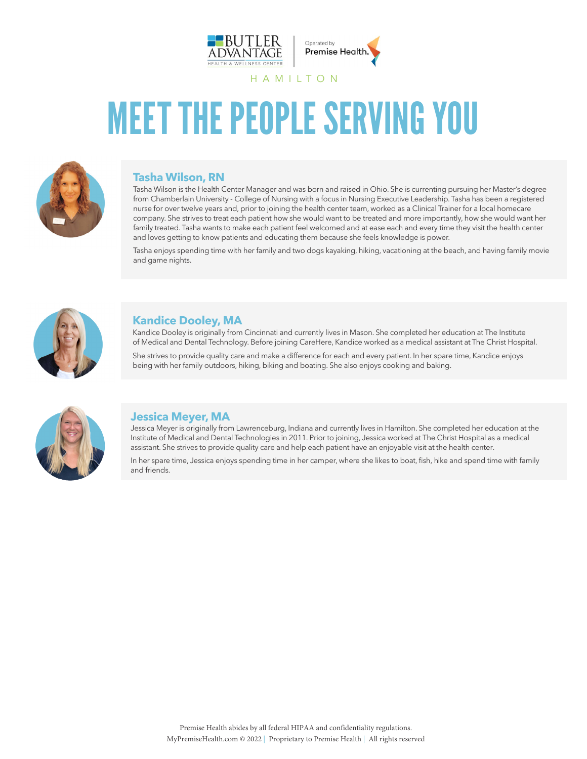BUTLER ADVANTAGE HEALTH & WELLNESS CENTER | Operated by Premise Health.

HAMILTON

# MEET THE PEOPLE SERVING YOU

## Tasha Wilson, RN

Tasha Wilson is the Health Center Manager and was born and raised in Ohio. She is currenting pursuing her Master's degree from Chamberlain University - College of Nursing with a focus in Nursing Executive Leadership. Tasha has been a registered nurse for over twelve years and, prior to joining the health center team, worked as a Clinical Trainer for a local homecare company. She strives to treat each patient how she would want to be treated and more importantly, how she would want her family treated. Tasha wants to make each patient feel welcomed and at ease each and every time they visit the health center and loves getting to know patients and educating them because she feels knowledge is power.

Tasha enjoys spending time with her family and two dogs kayaking, hiking, vacationing at the beach, and having family movie and game nights.

## Kandice Dooley, MA

Kandice Dooley is originally from Cincinnati and currently lives in Mason. She completed her education at The Institute of Medical and Dental Technology. Before joining CareHere, Kandice worked as a medical assistant at The Christ Hospital.

She strives to provide quality care and make a difference for each and every patient. In her spare time, Kandice enjoys being with her family outdoors, hiking, biking and boating. She also enjoys cooking and baking.

## Jessica Meyer, MA

Jessica Meyer is originally from Lawrenceburg, Indiana and currently lives in Hamilton. She completed her education at the Institute of Medical and Dental Technologies in 2011. Prior to joining, Jessica worked at The Christ Hospital as a medical assistant. She strives to provide quality care and help each patient have an enjoyable visit at the health center.

In her spare time, Jessica enjoys spending time in her camper, where she likes to boat, fish, hike and spend time with family and friends.

Premise Health abides by all federal HIPAA and confidentiality regulations.
MyPremiseHealth.com © 2022 | Proprietary to Premise Health | All rights reserved